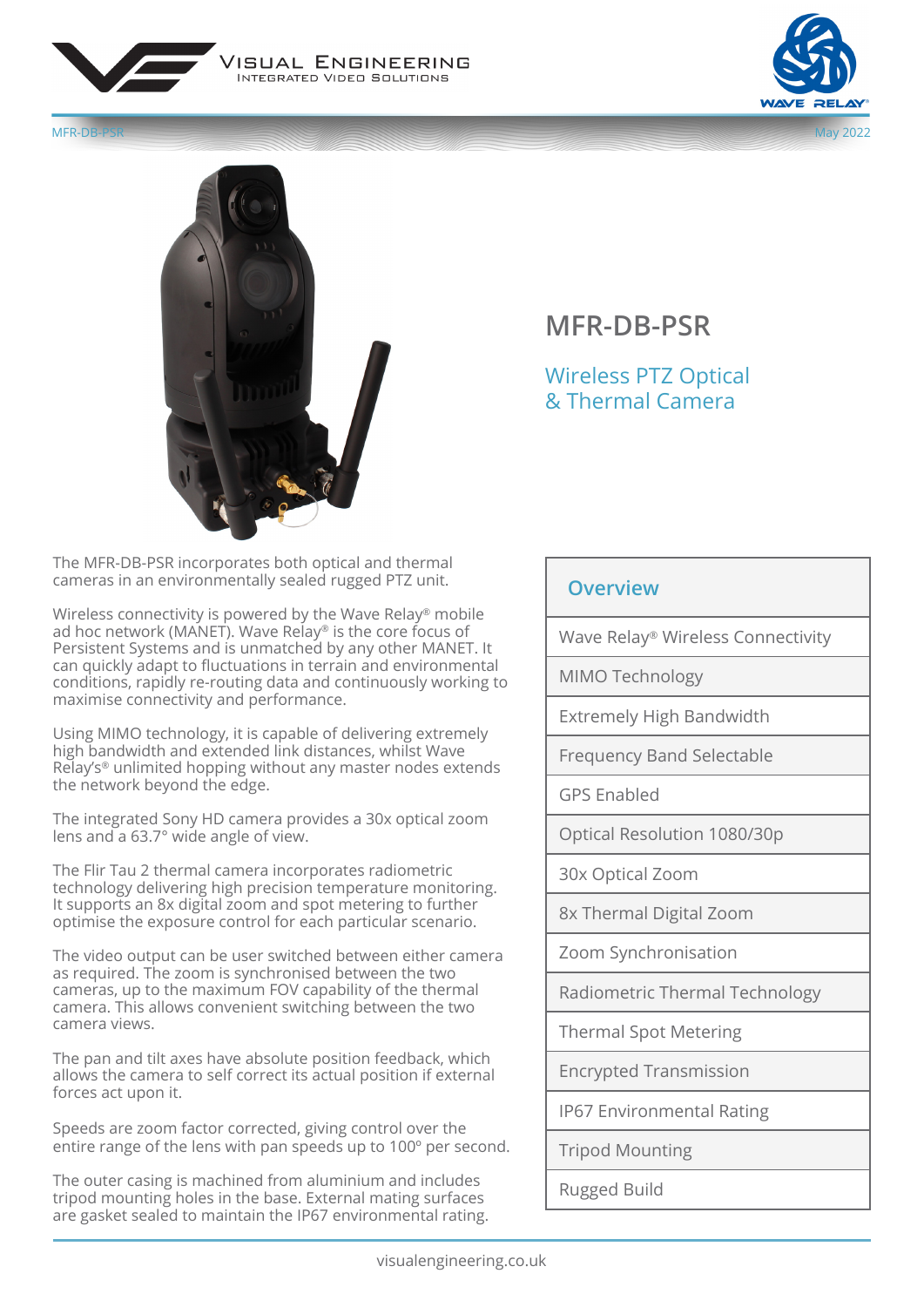# MFR-DB-PSR

## Wireless PTZ Optical & Thermal Camera

The MFR-DB-PSR incorporates both optical and thermal cameras in an environmentally sealed rugged PTZ unit.

Wireless connectivity is powered by the Wave Relay® mobile ad hoc network (MANET). Wave Relay® is the core focus of Persistent Systems and is unmatched by any other MANET. It can quickly adapt to fluctuations in terrain and environmental conditions, rapidly re-routing data and continuously working to maximise connectivity and performance.

Using MIMO technology, it is capable of delivering extremely high bandwidth and extended link distances, whilst Wave Relay's® unlimited hopping without any master nodes extends the network beyond the edge.

The integrated Sony HD camera provides a 30x optical zoom lens and a 63.7° wide angle of view.

The Flir Tau 2 thermal camera incorporates radiometric technology delivering high precision temperature monitoring. It supports an 8x digital zoom and spot metering to further optimise the exposure control for each particular scenario.

The video output can be user switched between either camera as required. The zoom is synchronised between the two cameras, up to the maximum FOV capability of the thermal camera. This allows convenient switching between the two camera views.

The pan and tilt axes have absolute position feedback, which allows the camera to self correct its actual position if external forces act upon it.

Speeds are zoom factor corrected, giving control over the entire range of the lens with pan speeds up to 100º per second.

The outer casing is machined from aluminium and includes tripod mounting holes in the base. External mating surfaces are gasket sealed to maintain the IP67 environmental rating.

| Overview |
| --- |
| Wave Relay® Wireless Connectivity |
| MIMO Technology |
| Extremely High Bandwidth |
| Frequency Band Selectable |
| GPS Enabled |
| Optical Resolution 1080/30p |
| 30x Optical Zoom |
| 8x Thermal Digital Zoom |
| Zoom Synchronisation |
| Radiometric Thermal Technology |
| Thermal Spot Metering |
| Encrypted Transmission |
| IP67 Environmental Rating |
| Tripod Mounting |
| Rugged Build |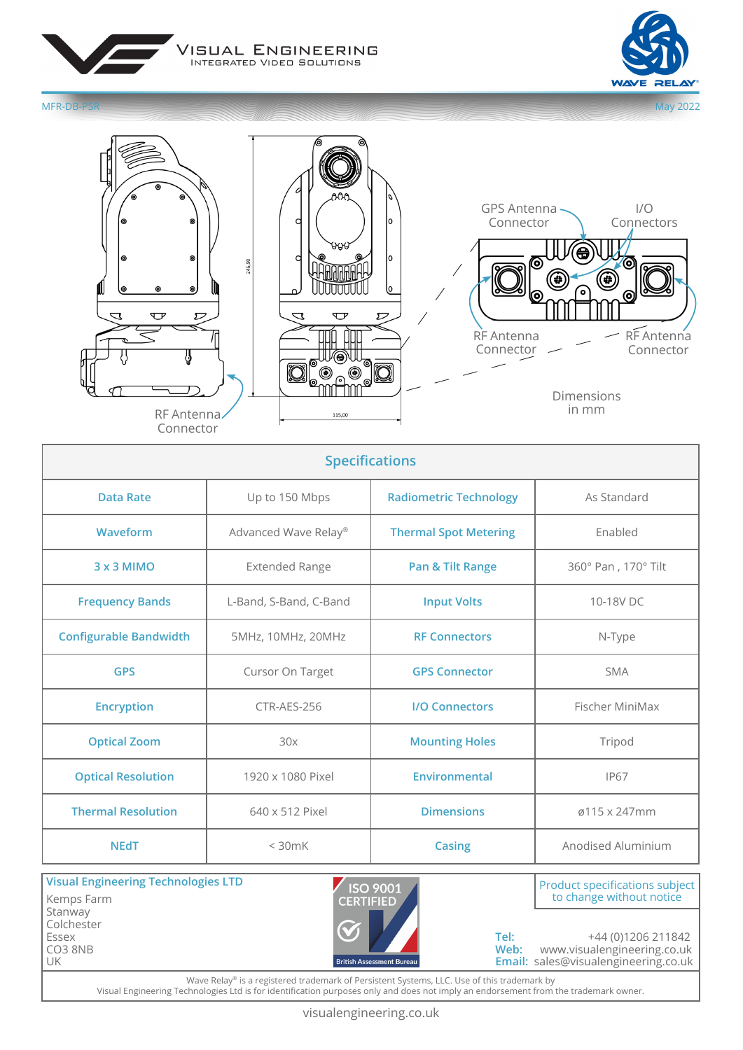VISUAL ENGINEERING
INTEGRATED VIDEO SOLUTIONS

WAVE RELAY®

MFR-DB-PSR

May 2022

RF Antenna Connector

246,90

115,00

GPS Antenna Connector

I/O Connectors

RF Antenna Connector

RF Antenna Connector

Dimensions in mm

## Specifications

| | | | |
|---|---|---|---|
| **Data Rate** | Up to 150 Mbps | **Radiometric Technology** | As Standard |
| **Waveform** | Advanced Wave Relay® | **Thermal Spot Metering** | Enabled |
| **3 x 3 MIMO** | Extended Range | **Pan & Tilt Range** | 360° Pan , 170° Tilt |
| **Frequency Bands** | L-Band, S-Band, C-Band | **Input Volts** | 10-18V DC |
| **Configurable Bandwidth** | 5MHz, 10MHz, 20MHz | **RF Connectors** | N-Type |
| **GPS** | Cursor On Target | **GPS Connector** | SMA |
| **Encryption** | CTR-AES-256 | **I/O Connectors** | Fischer MiniMax |
| **Optical Zoom** | 30x | **Mounting Holes** | Tripod |
| **Optical Resolution** | 1920 x 1080 Pixel | **Environmental** | IP67 |
| **Thermal Resolution** | 640 x 512 Pixel | **Dimensions** | ø115 x 247mm |
| **NEdT** | < 30mK | **Casing** | Anodised Aluminium |

**Visual Engineering Technologies LTD**
Kemps Farm
Stanway
Colchester
Essex
CO3 8NB
UK

ISO 9001 CERTIFIED
British Assessment Bureau

Product specifications subject to change without notice

**Tel:** +44 (0)1206 211842
**Web:** www.visualengineering.co.uk
**Email:** sales@visualengineering.co.uk

Wave Relay® is a registered trademark of Persistent Systems, LLC. Use of this trademark by Visual Engineering Technologies Ltd is for identification purposes only and does not imply an endorsement from the trademark owner.

visualengineering.co.uk